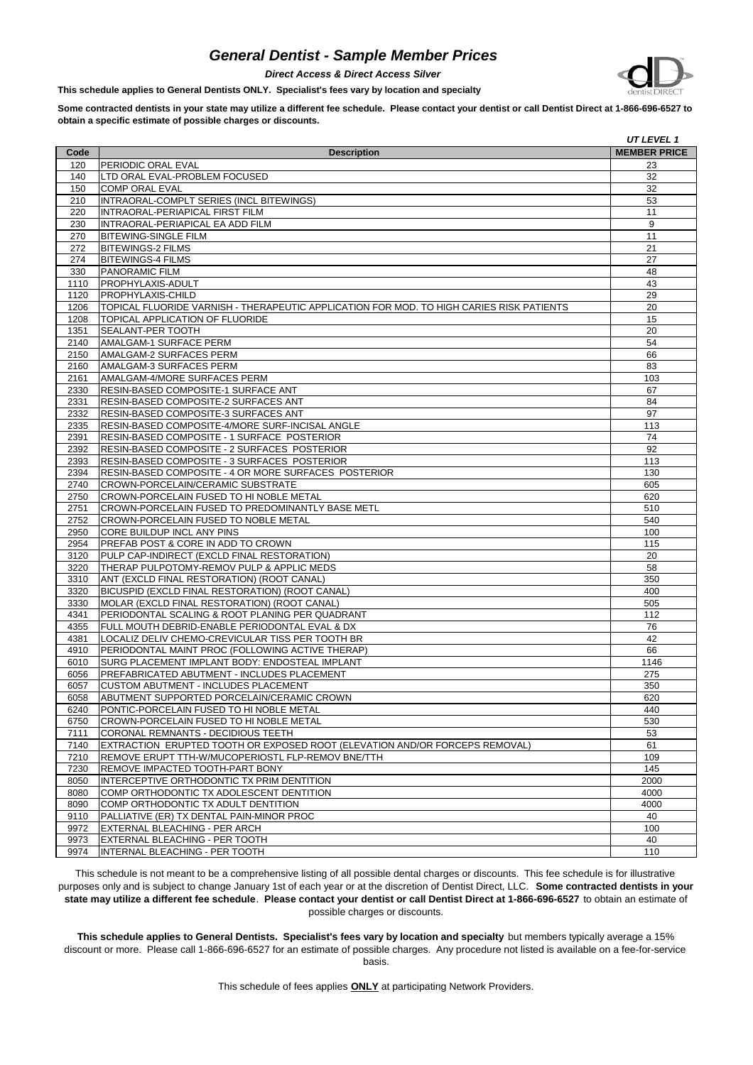# General Dentist - Sample Member Prices

***Direct Access & Direct Access Silver***

**This schedule applies to General Dentists ONLY. Specialist's fees vary by location and specialty**

**Some contracted dentists in your state may utilize a different fee schedule. Please contact your dentist or call Dentist Direct at 1-866-696-6527 to obtain a specific estimate of possible charges or discounts.**

| Code | Description | *UT LEVEL 1* MEMBER PRICE |
|---|---|---|
| 120 | PERIODIC ORAL EVAL | 23 |
| 140 | LTD ORAL EVAL-PROBLEM FOCUSED | 32 |
| 150 | COMP ORAL EVAL | 32 |
| 210 | INTRAORAL-COMPLT SERIES (INCL BITEWINGS) | 53 |
| 220 | INTRAORAL-PERIAPICAL FIRST FILM | 11 |
| 230 | INTRAORAL-PERIAPICAL EA ADD FILM | 9 |
| 270 | BITEWING-SINGLE FILM | 11 |
| 272 | BITEWINGS-2 FILMS | 21 |
| 274 | BITEWINGS-4 FILMS | 27 |
| 330 | PANORAMIC FILM | 48 |
| 1110 | PROPHYLAXIS-ADULT | 43 |
| 1120 | PROPHYLAXIS-CHILD | 29 |
| 1206 | TOPICAL FLUORIDE VARNISH - THERAPEUTIC APPLICATION FOR MOD. TO HIGH CARIES RISK PATIENTS | 20 |
| 1208 | TOPICAL APPLICATION OF FLUORIDE | 15 |
| 1351 | SEALANT-PER TOOTH | 20 |
| 2140 | AMALGAM-1 SURFACE PERM | 54 |
| 2150 | AMALGAM-2 SURFACES PERM | 66 |
| 2160 | AMALGAM-3 SURFACES PERM | 83 |
| 2161 | AMALGAM-4/MORE SURFACES PERM | 103 |
| 2330 | RESIN-BASED COMPOSITE-1 SURFACE ANT | 67 |
| 2331 | RESIN-BASED COMPOSITE-2 SURFACES ANT | 84 |
| 2332 | RESIN-BASED COMPOSITE-3 SURFACES ANT | 97 |
| 2335 | RESIN-BASED COMPOSITE-4/MORE SURF-INCISAL ANGLE | 113 |
| 2391 | RESIN-BASED COMPOSITE - 1 SURFACE POSTERIOR | 74 |
| 2392 | RESIN-BASED COMPOSITE - 2 SURFACES POSTERIOR | 92 |
| 2393 | RESIN-BASED COMPOSITE - 3 SURFACES POSTERIOR | 113 |
| 2394 | RESIN-BASED COMPOSITE - 4 OR MORE SURFACES POSTERIOR | 130 |
| 2740 | CROWN-PORCELAIN/CERAMIC SUBSTRATE | 605 |
| 2750 | CROWN-PORCELAIN FUSED TO HI NOBLE METAL | 620 |
| 2751 | CROWN-PORCELAIN FUSED TO PREDOMINANTLY BASE METL | 510 |
| 2752 | CROWN-PORCELAIN FUSED TO NOBLE METAL | 540 |
| 2950 | CORE BUILDUP INCL ANY PINS | 100 |
| 2954 | PREFAB POST & CORE IN ADD TO CROWN | 115 |
| 3120 | PULP CAP-INDIRECT (EXCLD FINAL RESTORATION) | 20 |
| 3220 | THERAP PULPOTOMY-REMOV PULP & APPLIC MEDS | 58 |
| 3310 | ANT (EXCLD FINAL RESTORATION) (ROOT CANAL) | 350 |
| 3320 | BICUSPID (EXCLD FINAL RESTORATION) (ROOT CANAL) | 400 |
| 3330 | MOLAR (EXCLD FINAL RESTORATION) (ROOT CANAL) | 505 |
| 4341 | PERIODONTAL SCALING & ROOT PLANING PER QUADRANT | 112 |
| 4355 | FULL MOUTH DEBRID-ENABLE PERIODONTAL EVAL & DX | 76 |
| 4381 | LOCALIZ DELIV CHEMO-CREVICULAR TISS PER TOOTH BR | 42 |
| 4910 | PERIODONTAL MAINT PROC (FOLLOWING ACTIVE THERAP) | 66 |
| 6010 | SURG PLACEMENT IMPLANT BODY: ENDOSTEAL IMPLANT | 1146 |
| 6056 | PREFABRICATED ABUTMENT - INCLUDES PLACEMENT | 275 |
| 6057 | CUSTOM ABUTMENT - INCLUDES PLACEMENT | 350 |
| 6058 | ABUTMENT SUPPORTED PORCELAIN/CERAMIC CROWN | 620 |
| 6240 | PONTIC-PORCELAIN FUSED TO HI NOBLE METAL | 440 |
| 6750 | CROWN-PORCELAIN FUSED TO HI NOBLE METAL | 530 |
| 7111 | CORONAL REMNANTS - DECIDIOUS TEETH | 53 |
| 7140 | EXTRACTION ERUPTED TOOTH OR EXPOSED ROOT (ELEVATION AND/OR FORCEPS REMOVAL) | 61 |
| 7210 | REMOVE ERUPT TTH-W/MUCOPERIOSTL FLP-REMOV BNE/TTH | 109 |
| 7230 | REMOVE IMPACTED TOOTH-PART BONY | 145 |
| 8050 | INTERCEPTIVE ORTHODONTIC TX PRIM DENTITION | 2000 |
| 8080 | COMP ORTHODONTIC TX ADOLESCENT DENTITION | 4000 |
| 8090 | COMP ORTHODONTIC TX ADULT DENTITION | 4000 |
| 9110 | PALLIATIVE (ER) TX DENTAL PAIN-MINOR PROC | 40 |
| 9972 | EXTERNAL BLEACHING - PER ARCH | 100 |
| 9973 | EXTERNAL BLEACHING - PER TOOTH | 40 |
| 9974 | INTERNAL BLEACHING - PER TOOTH | 110 |

This schedule is not meant to be a comprehensive listing of all possible dental charges or discounts. This fee schedule is for illustrative purposes only and is subject to change January 1st of each year or at the discretion of Dentist Direct, LLC. **Some contracted dentists in your state may utilize a different fee schedule**. **Please contact your dentist or call Dentist Direct at 1-866-696-6527** to obtain an estimate of possible charges or discounts.

**This schedule applies to General Dentists. Specialist's fees vary by location and specialty** but members typically average a 15% discount or more. Please call 1-866-696-6527 for an estimate of possible charges. Any procedure not listed is available on a fee-for-service basis.

This schedule of fees applies **ONLY** at participating Network Providers.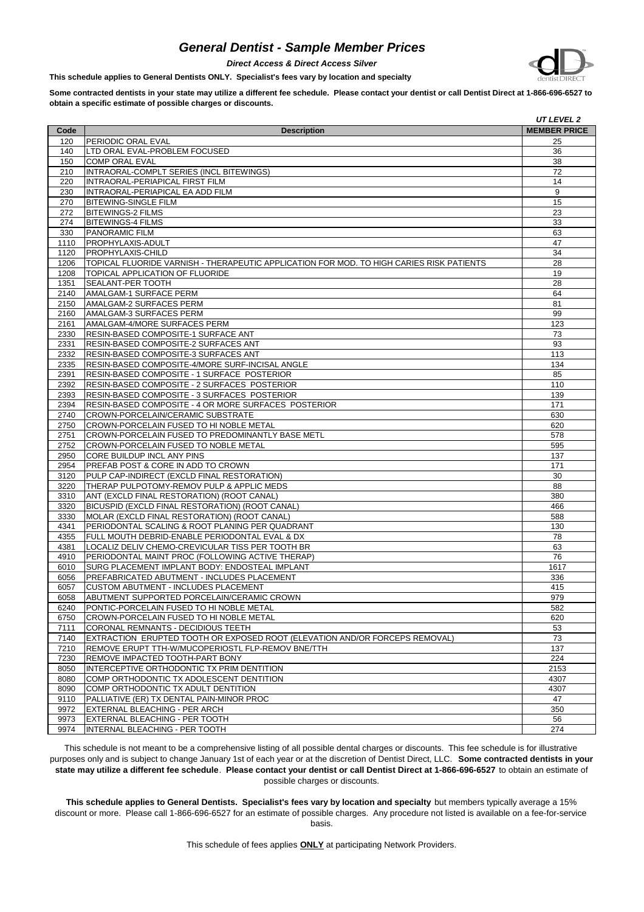# General Dentist - Sample Member Prices

***Direct Access & Direct Access Silver***

**This schedule applies to General Dentists ONLY. Specialist's fees vary by location and specialty**

**Some contracted dentists in your state may utilize a different fee schedule. Please contact your dentist or call Dentist Direct at 1-866-696-6527 to obtain a specific estimate of possible charges or discounts.**

| Code | Description | *UT LEVEL 2* MEMBER PRICE |
|---|---|---|
| 120 | PERIODIC ORAL EVAL | 25 |
| 140 | LTD ORAL EVAL-PROBLEM FOCUSED | 36 |
| 150 | COMP ORAL EVAL | 38 |
| 210 | INTRAORAL-COMPLT SERIES (INCL BITEWINGS) | 72 |
| 220 | INTRAORAL-PERIAPICAL FIRST FILM | 14 |
| 230 | INTRAORAL-PERIAPICAL EA ADD FILM | 9 |
| 270 | BITEWING-SINGLE FILM | 15 |
| 272 | BITEWINGS-2 FILMS | 23 |
| 274 | BITEWINGS-4 FILMS | 33 |
| 330 | PANORAMIC FILM | 63 |
| 1110 | PROPHYLAXIS-ADULT | 47 |
| 1120 | PROPHYLAXIS-CHILD | 34 |
| 1206 | TOPICAL FLUORIDE VARNISH - THERAPEUTIC APPLICATION FOR MOD. TO HIGH CARIES RISK PATIENTS | 28 |
| 1208 | TOPICAL APPLICATION OF FLUORIDE | 19 |
| 1351 | SEALANT-PER TOOTH | 28 |
| 2140 | AMALGAM-1 SURFACE PERM | 64 |
| 2150 | AMALGAM-2 SURFACES PERM | 81 |
| 2160 | AMALGAM-3 SURFACES PERM | 99 |
| 2161 | AMALGAM-4/MORE SURFACES PERM | 123 |
| 2330 | RESIN-BASED COMPOSITE-1 SURFACE ANT | 73 |
| 2331 | RESIN-BASED COMPOSITE-2 SURFACES ANT | 93 |
| 2332 | RESIN-BASED COMPOSITE-3 SURFACES ANT | 113 |
| 2335 | RESIN-BASED COMPOSITE-4/MORE SURF-INCISAL ANGLE | 134 |
| 2391 | RESIN-BASED COMPOSITE - 1 SURFACE POSTERIOR | 85 |
| 2392 | RESIN-BASED COMPOSITE - 2 SURFACES POSTERIOR | 110 |
| 2393 | RESIN-BASED COMPOSITE - 3 SURFACES POSTERIOR | 139 |
| 2394 | RESIN-BASED COMPOSITE - 4 OR MORE SURFACES POSTERIOR | 171 |
| 2740 | CROWN-PORCELAIN/CERAMIC SUBSTRATE | 630 |
| 2750 | CROWN-PORCELAIN FUSED TO HI NOBLE METAL | 620 |
| 2751 | CROWN-PORCELAIN FUSED TO PREDOMINANTLY BASE METL | 578 |
| 2752 | CROWN-PORCELAIN FUSED TO NOBLE METAL | 595 |
| 2950 | CORE BUILDUP INCL ANY PINS | 137 |
| 2954 | PREFAB POST & CORE IN ADD TO CROWN | 171 |
| 3120 | PULP CAP-INDIRECT (EXCLD FINAL RESTORATION) | 30 |
| 3220 | THERAP PULPOTOMY-REMOV PULP & APPLIC MEDS | 88 |
| 3310 | ANT (EXCLD FINAL RESTORATION) (ROOT CANAL) | 380 |
| 3320 | BICUSPID (EXCLD FINAL RESTORATION) (ROOT CANAL) | 466 |
| 3330 | MOLAR (EXCLD FINAL RESTORATION) (ROOT CANAL) | 588 |
| 4341 | PERIODONTAL SCALING & ROOT PLANING PER QUADRANT | 130 |
| 4355 | FULL MOUTH DEBRID-ENABLE PERIODONTAL EVAL & DX | 78 |
| 4381 | LOCALIZ DELIV CHEMO-CREVICULAR TISS PER TOOTH BR | 63 |
| 4910 | PERIODONTAL MAINT PROC (FOLLOWING ACTIVE THERAP) | 76 |
| 6010 | SURG PLACEMENT IMPLANT BODY: ENDOSTEAL IMPLANT | 1617 |
| 6056 | PREFABRICATED ABUTMENT - INCLUDES PLACEMENT | 336 |
| 6057 | CUSTOM ABUTMENT - INCLUDES PLACEMENT | 415 |
| 6058 | ABUTMENT SUPPORTED PORCELAIN/CERAMIC CROWN | 979 |
| 6240 | PONTIC-PORCELAIN FUSED TO HI NOBLE METAL | 582 |
| 6750 | CROWN-PORCELAIN FUSED TO HI NOBLE METAL | 620 |
| 7111 | CORONAL REMNANTS - DECIDIOUS TEETH | 53 |
| 7140 | EXTRACTION ERUPTED TOOTH OR EXPOSED ROOT (ELEVATION AND/OR FORCEPS REMOVAL) | 73 |
| 7210 | REMOVE ERUPT TTH-W/MUCOPERIOSTL FLP-REMOV BNE/TTH | 137 |
| 7230 | REMOVE IMPACTED TOOTH-PART BONY | 224 |
| 8050 | INTERCEPTIVE ORTHODONTIC TX PRIM DENTITION | 2153 |
| 8080 | COMP ORTHODONTIC TX ADOLESCENT DENTITION | 4307 |
| 8090 | COMP ORTHODONTIC TX ADULT DENTITION | 4307 |
| 9110 | PALLIATIVE (ER) TX DENTAL PAIN-MINOR PROC | 47 |
| 9972 | EXTERNAL BLEACHING - PER ARCH | 350 |
| 9973 | EXTERNAL BLEACHING - PER TOOTH | 56 |
| 9974 | INTERNAL BLEACHING - PER TOOTH | 274 |

This schedule is not meant to be a comprehensive listing of all possible dental charges or discounts. This fee schedule is for illustrative purposes only and is subject to change January 1st of each year or at the discretion of Dentist Direct, LLC. **Some contracted dentists in your state may utilize a different fee schedule**. **Please contact your dentist or call Dentist Direct at 1-866-696-6527** to obtain an estimate of possible charges or discounts.

**This schedule applies to General Dentists. Specialist's fees vary by location and specialty** but members typically average a 15% discount or more. Please call 1-866-696-6527 for an estimate of possible charges. Any procedure not listed is available on a fee-for-service basis.

This schedule of fees applies **ONLY** at participating Network Providers.